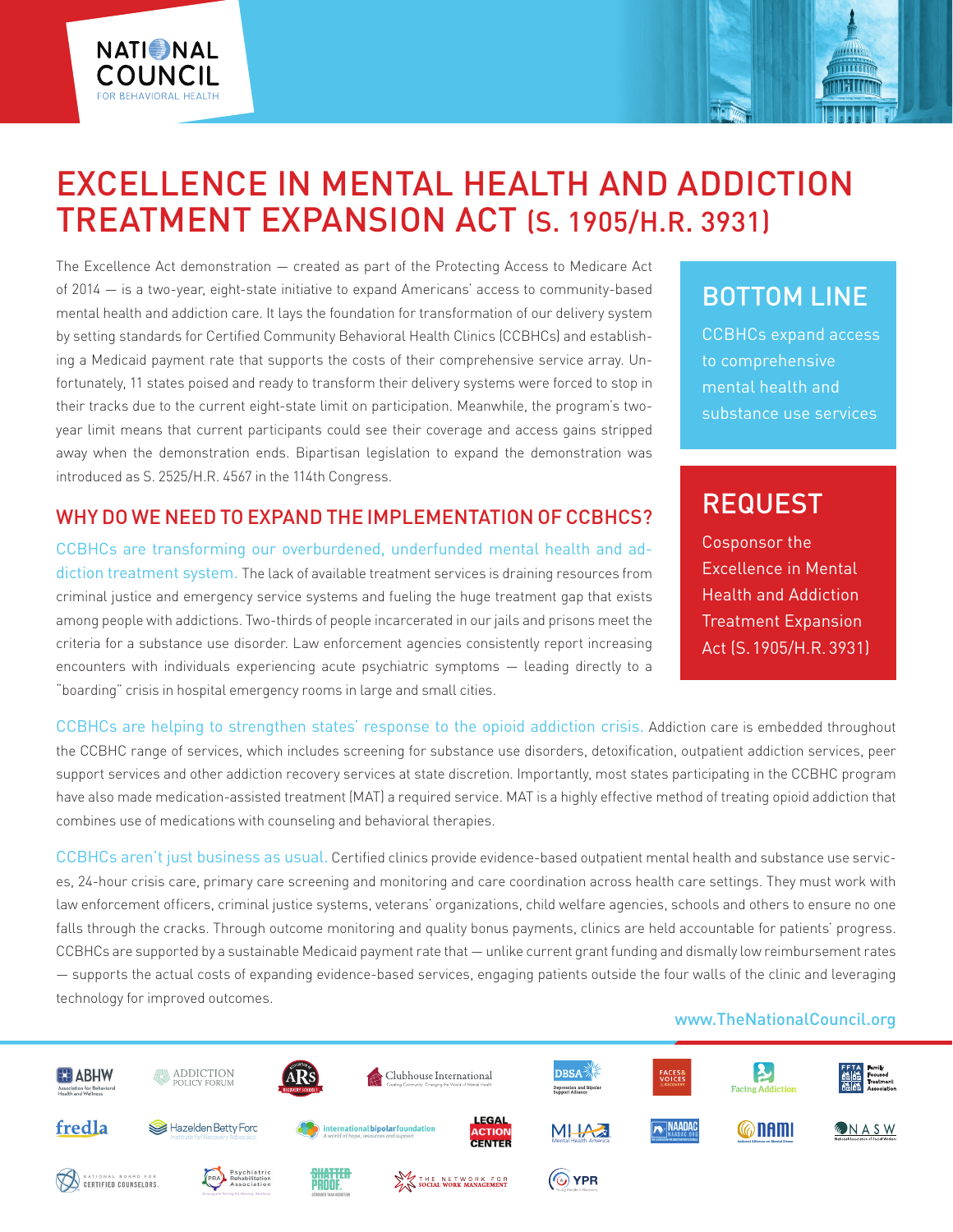# EXCELLENCE IN MENTAL HEALTH AND ADDICTION TREATMENT EXPANSION ACT (S. 1905/H.R. 3931)

The Excellence Act demonstration — created as part of the Protecting Access to Medicare Act of 2014 — is a two-year, eight-state initiative to expand Americans' access to community-based mental health and addiction care. It lays the foundation for transformation of our delivery system by setting standards for Certified Community Behavioral Health Clinics (CCBHCs) and establishing a Medicaid payment rate that supports the costs of their comprehensive service array. Unfortunately, 11 states poised and ready to transform their delivery systems were forced to stop in their tracks due to the current eight-state limit on participation. Meanwhile, the program's two-year limit means that current participants could see their coverage and access gains stripped away when the demonstration ends. Bipartisan legislation to expand the demonstration was introduced as S. 2525/H.R. 4567 in the 114th Congress.

## BOTTOM LINE

CCBHCs expand access to comprehensive mental health and substance use services

## REQUEST

Cosponsor the Excellence in Mental Health and Addiction Treatment Expansion Act (S. 1905/H.R. 3931)

## WHY DO WE NEED TO EXPAND THE IMPLEMENTATION OF CCBHCS?

**CCBHCs are transforming our overburdened, underfunded mental health and addiction treatment system.** The lack of available treatment services is draining resources from criminal justice and emergency service systems and fueling the huge treatment gap that exists among people with addictions. Two-thirds of people incarcerated in our jails and prisons meet the criteria for a substance use disorder. Law enforcement agencies consistently report increasing encounters with individuals experiencing acute psychiatric symptoms — leading directly to a "boarding" crisis in hospital emergency rooms in large and small cities.

**CCBHCs are helping to strengthen states' response to the opioid addiction crisis.** Addiction care is embedded throughout the CCBHC range of services, which includes screening for substance use disorders, detoxification, outpatient addiction services, peer support services and other addiction recovery services at state discretion. Importantly, most states participating in the CCBHC program have also made medication-assisted treatment (MAT) a required service. MAT is a highly effective method of treating opioid addiction that combines use of medications with counseling and behavioral therapies.

**CCBHCs aren't just business as usual.** Certified clinics provide evidence-based outpatient mental health and substance use services, 24-hour crisis care, primary care screening and monitoring and care coordination across health care settings. They must work with law enforcement officers, criminal justice systems, veterans' organizations, child welfare agencies, schools and others to ensure no one falls through the cracks. Through outcome monitoring and quality bonus payments, clinics are held accountable for patients' progress. CCBHCs are supported by a sustainable Medicaid payment rate that — unlike current grant funding and dismally low reimbursement rates — supports the actual costs of expanding evidence-based services, engaging patients outside the four walls of the clinic and leveraging technology for improved outcomes.

www.TheNationalCouncil.org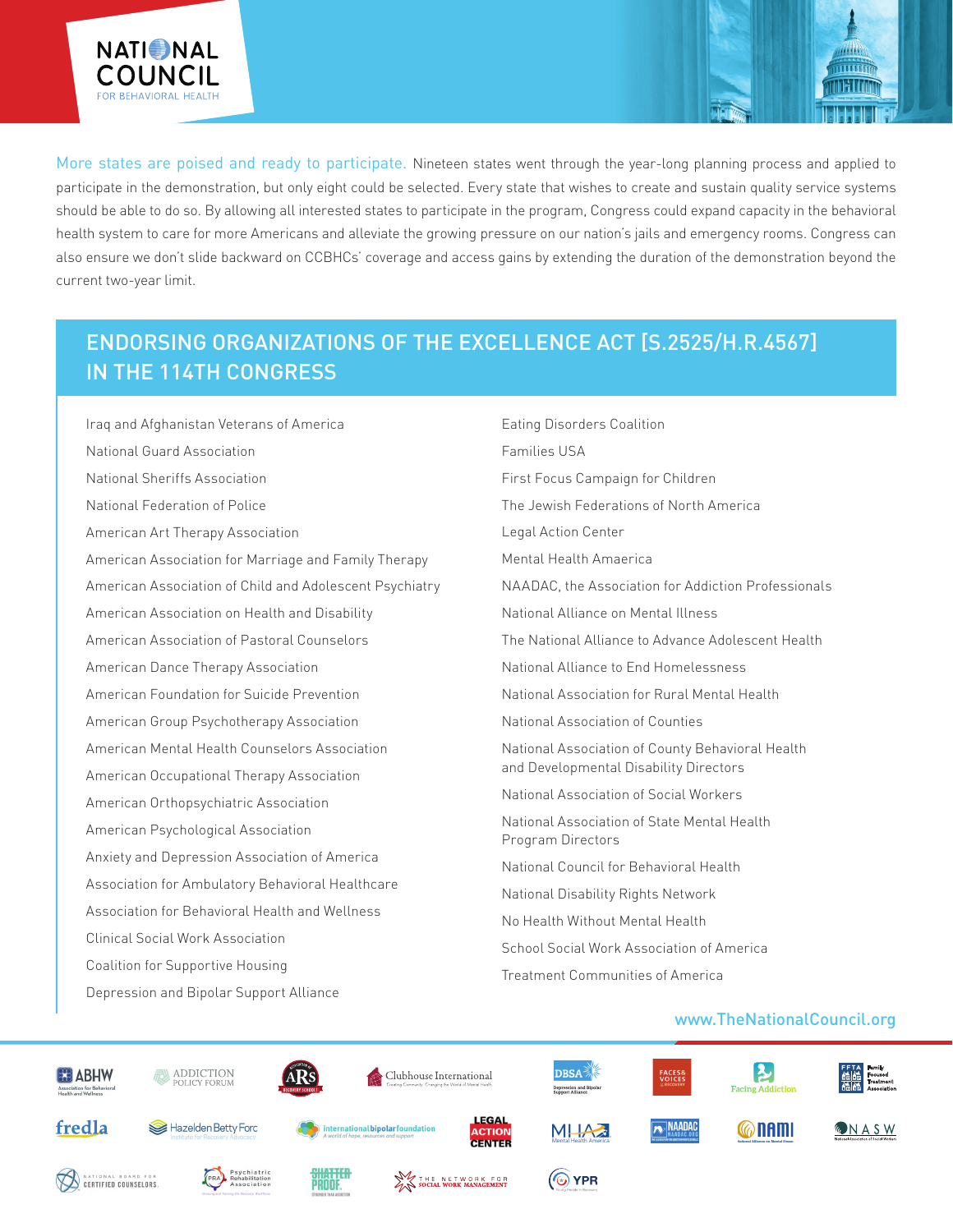More states are poised and ready to participate. Nineteen states went through the year-long planning process and applied to participate in the demonstration, but only eight could be selected. Every state that wishes to create and sustain quality service systems should be able to do so. By allowing all interested states to participate in the program, Congress could expand capacity in the behavioral health system to care for more Americans and alleviate the growing pressure on our nation's jails and emergency rooms. Congress can also ensure we don't slide backward on CCBHCs' coverage and access gains by extending the duration of the demonstration beyond the current two-year limit.

## ENDORSING ORGANIZATIONS OF THE EXCELLENCE ACT [S.2525/H.R.4567] IN THE 114TH CONGRESS

- Iraq and Afghanistan Veterans of America
- National Guard Association
- National Sheriffs Association
- National Federation of Police
- American Art Therapy Association
- American Association for Marriage and Family Therapy
- American Association of Child and Adolescent Psychiatry
- American Association on Health and Disability
- American Association of Pastoral Counselors
- American Dance Therapy Association
- American Foundation for Suicide Prevention
- American Group Psychotherapy Association
- American Mental Health Counselors Association
- American Occupational Therapy Association
- American Orthopsychiatric Association
- American Psychological Association
- Anxiety and Depression Association of America
- Association for Ambulatory Behavioral Healthcare
- Association for Behavioral Health and Wellness
- Clinical Social Work Association
- Coalition for Supportive Housing
- Depression and Bipolar Support Alliance
- Eating Disorders Coalition
- Families USA
- First Focus Campaign for Children
- The Jewish Federations of North America
- Legal Action Center
- Mental Health Amaerica
- NAADAC, the Association for Addiction Professionals
- National Alliance on Mental Illness
- The National Alliance to Advance Adolescent Health
- National Alliance to End Homelessness
- National Association for Rural Mental Health
- National Association of Counties
- National Association of County Behavioral Health and Developmental Disability Directors
- National Association of Social Workers
- National Association of State Mental Health Program Directors
- National Council for Behavioral Health
- National Disability Rights Network
- No Health Without Mental Health
- School Social Work Association of America
- Treatment Communities of America

www.TheNationalCouncil.org